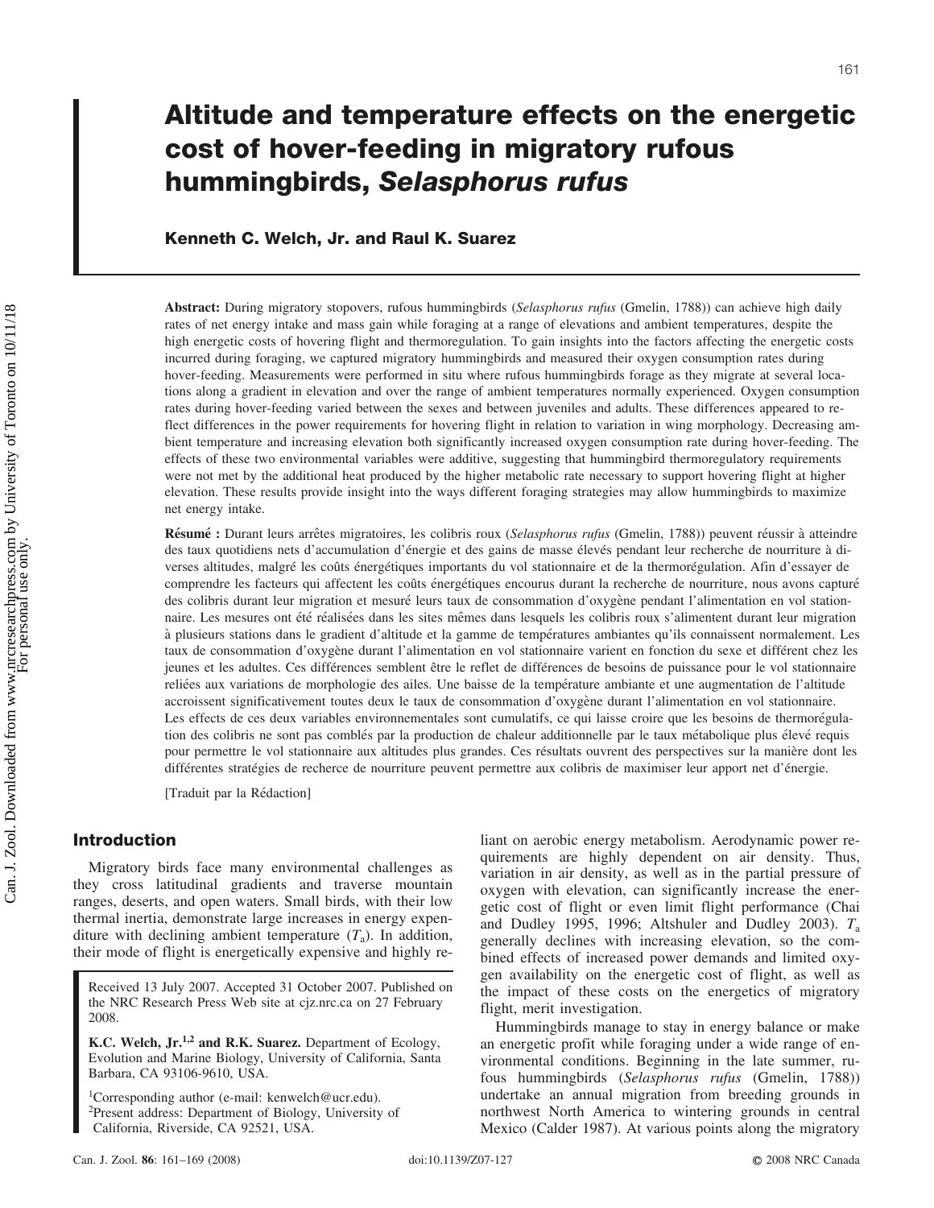# Altitude and temperature effects on the energetic cost of hover-feeding in migratory rufous hummingbirds, *Selasphorus rufus*

**Kenneth C. Welch, Jr. and Raul K. Suarez**

**Abstract:** During migratory stopovers, rufous hummingbirds (*Selasphorus rufus* (Gmelin, 1788)) can achieve high daily rates of net energy intake and mass gain while foraging at a range of elevations and ambient temperatures, despite the high energetic costs of hovering flight and thermoregulation. To gain insights into the factors affecting the energetic costs incurred during foraging, we captured migratory hummingbirds and measured their oxygen consumption rates during hover-feeding. Measurements were performed in situ where rufous hummingbirds forage as they migrate at several locations along a gradient in elevation and over the range of ambient temperatures normally experienced. Oxygen consumption rates during hover-feeding varied between the sexes and between juveniles and adults. These differences appeared to reflect differences in the power requirements for hovering flight in relation to variation in wing morphology. Decreasing ambient temperature and increasing elevation both significantly increased oxygen consumption rate during hover-feeding. The effects of these two environmental variables were additive, suggesting that hummingbird thermoregulatory requirements were not met by the additional heat produced by the higher metabolic rate necessary to support hovering flight at higher elevation. These results provide insight into the ways different foraging strategies may allow hummingbirds to maximize net energy intake.

**Résumé :** Durant leurs arrêtes migratoires, les colibris roux (*Selasphorus rufus* (Gmelin, 1788)) peuvent réussir à atteindre des taux quotidiens nets d'accumulation d'énergie et des gains de masse élevés pendant leur recherche de nourriture à diverses altitudes, malgré les coûts énergétiques importants du vol stationnaire et de la thermorégulation. Afin d'essayer de comprendre les facteurs qui affectent les coûts énergétiques encourus durant la recherche de nourriture, nous avons capturé des colibris durant leur migration et mesuré leurs taux de consommation d'oxygène pendant l'alimentation en vol stationnaire. Les mesures ont été réalisées dans les sites mêmes dans lesquels les colibris roux s'alimentent durant leur migration à plusieurs stations dans le gradient d'altitude et la gamme de températures ambiantes qu'ils connaissent normalement. Les taux de consommation d'oxygène durant l'alimentation en vol stationnaire varient en fonction du sexe et diffèrent chez les jeunes et les adultes. Ces différences semblent être le reflet de différences de besoins de puissance pour le vol stationnaire reliées aux variations de morphologie des ailes. Une baisse de la température ambiante et une augmentation de l'altitude accroissent significativement toutes deux le taux de consommation d'oxygène durant l'alimentation en vol stationnaire. Les effects de ces deux variables environnementales sont cumulatifs, ce qui laisse croire que les besoins de thermorégulation des colibris ne sont pas comblés par la production de chaleur additionnelle par le taux métabolique plus élevé requis pour permettre le vol stationnaire aux altitudes plus grandes. Ces résultats ouvrent des perspectives sur la manière dont les différentes stratégies de recherche de nourriture peuvent permettre aux colibris de maximiser leur apport net d'énergie.

[Traduit par la Rédaction]

## Introduction

Migratory birds face many environmental challenges as they cross latitudinal gradients and traverse mountain ranges, deserts, and open waters. Small birds, with their low thermal inertia, demonstrate large increases in energy expenditure with declining ambient temperature ($T_a$). In addition, their mode of flight is energetically expensive and highly reliant on aerobic energy metabolism. Aerodynamic power requirements are highly dependent on air density. Thus, variation in air density, as well as in the partial pressure of oxygen with elevation, can significantly increase the energetic cost of flight or even limit flight performance (Chai and Dudley 1995, 1996; Altshuler and Dudley 2003). $T_a$ generally declines with increasing elevation, so the combined effects of increased power demands and limited oxygen availability on the energetic cost of flight, as well as the impact of these costs on the energetics of migratory flight, merit investigation.

Hummingbirds manage to stay in energy balance or make an energetic profit while foraging under a wide range of environmental conditions. Beginning in the late summer, rufous hummingbirds (*Selasphorus rufus* (Gmelin, 1788)) undertake an annual migration from breeding grounds in northwest North America to wintering grounds in central Mexico (Calder 1987). At various points along the migratory

Received 13 July 2007. Accepted 31 October 2007. Published on the NRC Research Press Web site at cjz.nrc.ca on 27 February 2008.

**K.C. Welch, Jr.[1,2] and R.K. Suarez.** Department of Ecology, Evolution and Marine Biology, University of California, Santa Barbara, CA 93106-9610, USA.

[1]Corresponding author (e-mail: kenwelch@ucr.edu).
[2]Present address: Department of Biology, University of California, Riverside, CA 92521, USA.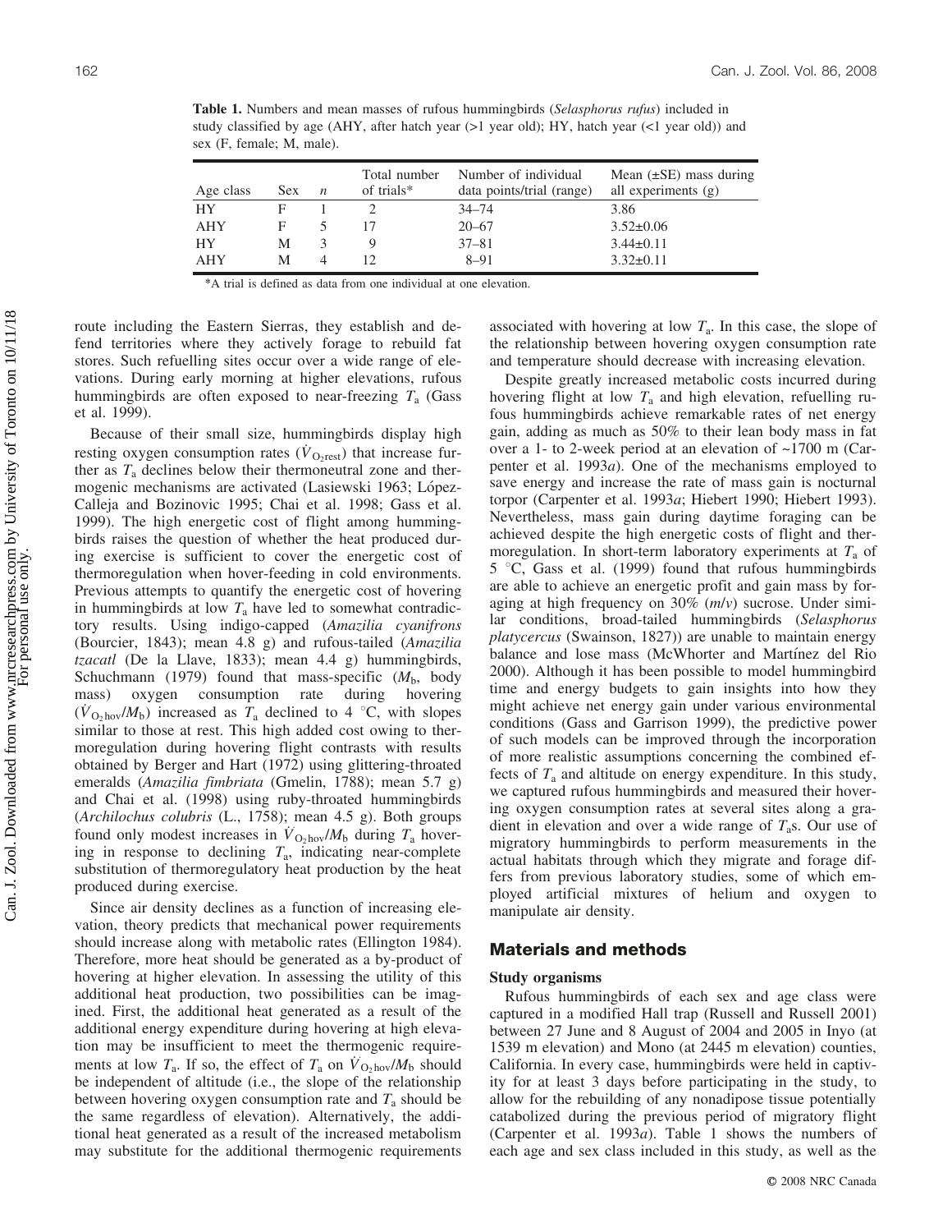**Table 1.** Numbers and mean masses of rufous hummingbirds (*Selasphorus rufus*) included in study classified by age (AHY, after hatch year (>1 year old); HY, hatch year (<1 year old)) and sex (F, female; M, male).

| Age class | Sex | $n$ | Total number of trials* | Number of individual data points/trial (range) | Mean (±SE) mass during all experiments (g) |
|---|---|---|---|---|---|
| HY | F | 1 | 2 | 34–74 | 3.86 |
| AHY | F | 5 | 17 | 20–67 | 3.52±0.06 |
| HY | M | 3 | 9 | 37–81 | 3.44±0.11 |
| AHY | M | 4 | 12 | 8–91 | 3.32±0.11 |

*A trial is defined as data from one individual at one elevation.

route including the Eastern Sierras, they establish and defend territories where they actively forage to rebuild fat stores. Such refuelling sites occur over a wide range of elevations. During early morning at higher elevations, rufous hummingbirds are often exposed to near-freezing $T_a$ (Gass et al. 1999).

Because of their small size, hummingbirds display high resting oxygen consumption rates ($\dot{V}_{O_2rest}$) that increase further as $T_a$ declines below their thermoneutral zone and thermogenic mechanisms are activated (Lasiewski 1963; López-Calleja and Bozinovic 1995; Chai et al. 1998; Gass et al. 1999). The high energetic cost of flight among hummingbirds raises the question of whether the heat produced during exercise is sufficient to cover the energetic cost of thermoregulation when hover-feeding in cold environments. Previous attempts to quantify the energetic cost of hovering in hummingbirds at low $T_a$ have led to somewhat contradictory results. Using indigo-capped (*Amazilia cyanifrons* (Bourcier, 1843); mean 4.8 g) and rufous-tailed (*Amazilia tzacatl* (De la Llave, 1833); mean 4.4 g) hummingbirds, Schuchmann (1979) found that mass-specific ($M_b$, body mass) oxygen consumption rate during hovering ($\dot{V}_{O_2hov}/M_b$) increased as $T_a$ declined to 4 °C, with slopes similar to those at rest. This high added cost owing to thermoregulation during hovering flight contrasts with results obtained by Berger and Hart (1972) using glittering-throated emeralds (*Amazilia fimbriata* (Gmelin, 1788); mean 5.7 g) and Chai et al. (1998) using ruby-throated hummingbirds (*Archilochus colubris* (L., 1758); mean 4.5 g). Both groups found only modest increases in $\dot{V}_{O_2hov}/M_b$ during $T_a$ hovering in response to declining $T_a$, indicating near-complete substitution of thermoregulatory heat production by the heat produced during exercise.

Since air density declines as a function of increasing elevation, theory predicts that mechanical power requirements should increase along with metabolic rates (Ellington 1984). Therefore, more heat should be generated as a by-product of hovering at higher elevation. In assessing the utility of this additional heat production, two possibilities can be imagined. First, the additional heat generated as a result of the additional energy expenditure during hovering at high elevation may be insufficient to meet the thermogenic requirements at low $T_a$. If so, the effect of $T_a$ on $\dot{V}_{O_2hov}/M_b$ should be independent of altitude (i.e., the slope of the relationship between hovering oxygen consumption rate and $T_a$ should be the same regardless of elevation). Alternatively, the additional heat generated as a result of the increased metabolism may substitute for the additional thermogenic requirements associated with hovering at low $T_a$. In this case, the slope of the relationship between hovering oxygen consumption rate and temperature should decrease with increasing elevation.

Despite greatly increased metabolic costs incurred during hovering flight at low $T_a$ and high elevation, refuelling rufous hummingbirds achieve remarkable rates of net energy gain, adding as much as 50% to their lean body mass in fat over a 1- to 2-week period at an elevation of ~1700 m (Carpenter et al. 1993*a*). One of the mechanisms employed to save energy and increase the rate of mass gain is nocturnal torpor (Carpenter et al. 1993*a*; Hiebert 1990; Hiebert 1993). Nevertheless, mass gain during daytime foraging can be achieved despite the high energetic costs of flight and thermoregulation. In short-term laboratory experiments at $T_a$ of 5 °C, Gass et al. (1999) found that rufous hummingbirds are able to achieve an energetic profit and gain mass by foraging at high frequency on 30% (*m*/*v*) sucrose. Under similar conditions, broad-tailed hummingbirds (*Selasphorus platycercus* (Swainson, 1827)) are unable to maintain energy balance and lose mass (McWhorter and Martínez del Rio 2000). Although it has been possible to model hummingbird time and energy budgets to gain insights into how they might achieve net energy gain under various environmental conditions (Gass and Garrison 1999), the predictive power of such models can be improved through the incorporation of more realistic assumptions concerning the combined effects of $T_a$ and altitude on energy expenditure. In this study, we captured rufous hummingbirds and measured their hovering oxygen consumption rates at several sites along a gradient in elevation and over a wide range of $T_a$s. Our use of migratory hummingbirds to perform measurements in the actual habitats through which they migrate and forage differs from previous laboratory studies, some of which employed artificial mixtures of helium and oxygen to manipulate air density.

## Materials and methods

### Study organisms

Rufous hummingbirds of each sex and age class were captured in a modified Hall trap (Russell and Russell 2001) between 27 June and 8 August of 2004 and 2005 in Inyo (at 1539 m elevation) and Mono (at 2445 m elevation) counties, California. In every case, hummingbirds were held in captivity for at least 3 days before participating in the study, to allow for the rebuilding of any nonadipose tissue potentially catabolized during the previous period of migratory flight (Carpenter et al. 1993*a*). Table 1 shows the numbers of each age and sex class included in this study, as well as the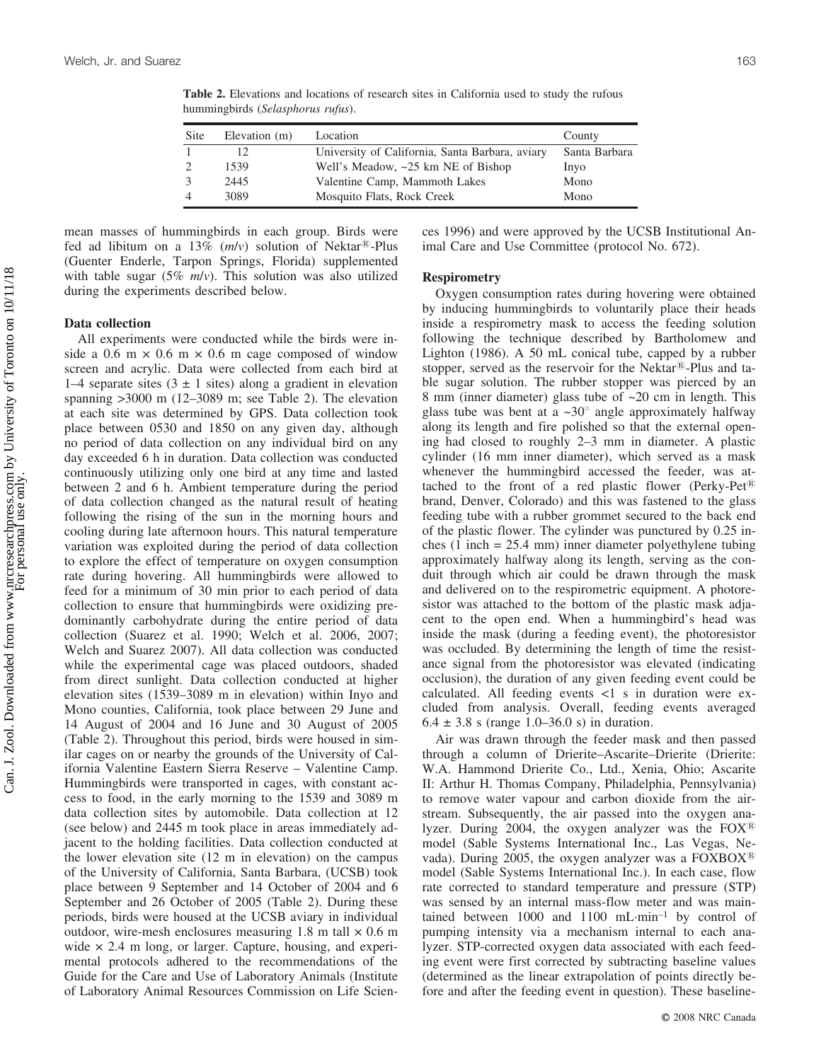**Table 2.** Elevations and locations of research sites in California used to study the rufous hummingbirds (*Selasphorus rufus*).

| Site | Elevation (m) | Location | County |
|---|---|---|---|
| 1 | 12 | University of California, Santa Barbara, aviary | Santa Barbara |
| 2 | 1539 | Well's Meadow, ~25 km NE of Bishop | Inyo |
| 3 | 2445 | Valentine Camp, Mammoth Lakes | Mono |
| 4 | 3089 | Mosquito Flats, Rock Creek | Mono |

mean masses of hummingbirds in each group. Birds were fed ad libitum on a 13% (*m*/*v*) solution of Nektar®-Plus (Guenter Enderle, Tarpon Springs, Florida) supplemented with table sugar (5% *m*/*v*). This solution was also utilized during the experiments described below.

### Data collection

All experiments were conducted while the birds were inside a 0.6 m × 0.6 m × 0.6 m cage composed of window screen and acrylic. Data were collected from each bird at 1–4 separate sites (3 ± 1 sites) along a gradient in elevation spanning >3000 m (12–3089 m; see Table 2). The elevation at each site was determined by GPS. Data collection took place between 0530 and 1850 on any given day, although no period of data collection on any individual bird on any day exceeded 6 h in duration. Data collection was conducted continuously utilizing only one bird at any time and lasted between 2 and 6 h. Ambient temperature during the period of data collection changed as the natural result of heating following the rising of the sun in the morning hours and cooling during late afternoon hours. This natural temperature variation was exploited during the period of data collection to explore the effect of temperature on oxygen consumption rate during hovering. All hummingbirds were allowed to feed for a minimum of 30 min prior to each period of data collection to ensure that hummingbirds were oxidizing predominantly carbohydrate during the entire period of data collection (Suarez et al. 1990; Welch et al. 2006, 2007; Welch and Suarez 2007). All data collection was conducted while the experimental cage was placed outdoors, shaded from direct sunlight. Data collection conducted at higher elevation sites (1539–3089 m in elevation) within Inyo and Mono counties, California, took place between 29 June and 14 August of 2004 and 16 June and 30 August of 2005 (Table 2). Throughout this period, birds were housed in similar cages on or nearby the grounds of the University of California Valentine Eastern Sierra Reserve – Valentine Camp. Hummingbirds were transported in cages, with constant access to food, in the early morning to the 1539 and 3089 m data collection sites by automobile. Data collection at 12 (see below) and 2445 m took place in areas immediately adjacent to the holding facilities. Data collection conducted at the lower elevation site (12 m in elevation) on the campus of the University of California, Santa Barbara, (UCSB) took place between 9 September and 14 October of 2004 and 6 September and 26 October of 2005 (Table 2). During these periods, birds were housed at the UCSB aviary in individual outdoor, wire-mesh enclosures measuring 1.8 m tall × 0.6 m wide × 2.4 m long, or larger. Capture, housing, and experimental protocols adhered to the recommendations of the Guide for the Care and Use of Laboratory Animals (Institute of Laboratory Animal Resources Commission on Life Sciences 1996) and were approved by the UCSB Institutional Animal Care and Use Committee (protocol No. 672).

### Respirometry

Oxygen consumption rates during hovering were obtained by inducing hummingbirds to voluntarily place their heads inside a respirometry mask to access the feeding solution following the technique described by Bartholomew and Lighton (1986). A 50 mL conical tube, capped by a rubber stopper, served as the reservoir for the Nektar®-Plus and table sugar solution. The rubber stopper was pierced by an 8 mm (inner diameter) glass tube of ~20 cm in length. This glass tube was bent at a ~30° angle approximately halfway along its length and fire polished so that the external opening had closed to roughly 2–3 mm in diameter. A plastic cylinder (16 mm inner diameter), which served as a mask whenever the hummingbird accessed the feeder, was attached to the front of a red plastic flower (Perky-Pet® brand, Denver, Colorado) and this was fastened to the glass feeding tube with a rubber grommet secured to the back end of the plastic flower. The cylinder was punctured by 0.25 inches (1 inch = 25.4 mm) inner diameter polyethylene tubing approximately halfway along its length, serving as the conduit through which air could be drawn through the mask and delivered on to the respirometric equipment. A photoresistor was attached to the bottom of the plastic mask adjacent to the open end. When a hummingbird's head was inside the mask (during a feeding event), the photoresistor was occluded. By determining the length of time the resistance signal from the photoresistor was elevated (indicating occlusion), the duration of any given feeding event could be calculated. All feeding events <1 s in duration were excluded from analysis. Overall, feeding events averaged 6.4 ± 3.8 s (range 1.0–36.0 s) in duration.

Air was drawn through the feeder mask and then passed through a column of Drierite–Ascarite–Drierite (Drierite: W.A. Hammond Drierite Co., Ltd., Xenia, Ohio; Ascarite II: Arthur H. Thomas Company, Philadelphia, Pennsylvania) to remove water vapour and carbon dioxide from the airstream. Subsequently, the air passed into the oxygen analyzer. During 2004, the oxygen analyzer was the FOX® model (Sable Systems International Inc., Las Vegas, Nevada). During 2005, the oxygen analyzer was a FOXBOX® model (Sable Systems International Inc.). In each case, flow rate corrected to standard temperature and pressure (STP) was sensed by an internal mass-flow meter and was maintained between 1000 and 1100 mL·min$^{-1}$ by control of pumping intensity via a mechanism internal to each analyzer. STP-corrected oxygen data associated with each feeding event were first corrected by subtracting baseline values (determined as the linear extrapolation of points directly before and after the feeding event in question). These baseline-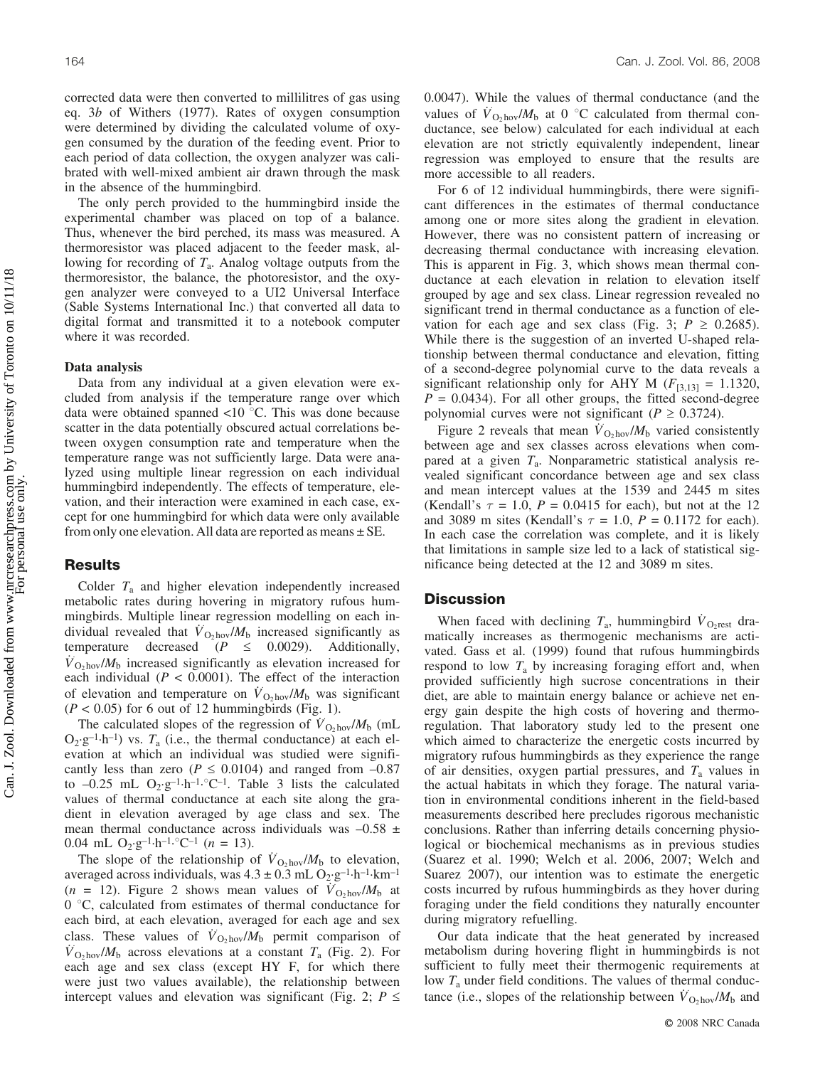corrected data were then converted to millilitres of gas using eq. 3*b* of Withers (1977). Rates of oxygen consumption were determined by dividing the calculated volume of oxygen consumed by the duration of the feeding event. Prior to each period of data collection, the oxygen analyzer was calibrated with well-mixed ambient air drawn through the mask in the absence of the hummingbird.

The only perch provided to the hummingbird inside the experimental chamber was placed on top of a balance. Thus, whenever the bird perched, its mass was measured. A thermoresistor was placed adjacent to the feeder mask, allowing for recording of $T_a$. Analog voltage outputs from the thermoresistor, the balance, the photoresistor, and the oxygen analyzer were conveyed to a UI2 Universal Interface (Sable Systems International Inc.) that converted all data to digital format and transmitted it to a notebook computer where it was recorded.

### Data analysis

Data from any individual at a given elevation were excluded from analysis if the temperature range over which data were obtained spanned <10 °C. This was done because scatter in the data potentially obscured actual correlations between oxygen consumption rate and temperature when the temperature range was not sufficiently large. Data were analyzed using multiple linear regression on each individual hummingbird independently. The effects of temperature, elevation, and their interaction were examined in each case, except for one hummingbird for which data were only available from only one elevation. All data are reported as means ± SE.

## Results

Colder $T_a$ and higher elevation independently increased metabolic rates during hovering in migratory rufous hummingbirds. Multiple linear regression modelling on each individual revealed that $\dot{V}_{O_2hov}/M_b$ increased significantly as temperature decreased ($P \leq 0.0029$). Additionally, $\dot{V}_{O_2hov}/M_b$ increased significantly as elevation increased for each individual ($P < 0.0001$). The effect of the interaction of elevation and temperature on $\dot{V}_{O_2hov}/M_b$ was significant ($P < 0.05$) for 6 out of 12 hummingbirds (Fig. 1).

The calculated slopes of the regression of $\dot{V}_{O_2hov}/M_b$ (mL $O_2 \cdot g^{-1} \cdot h^{-1}$) vs. $T_a$ (i.e., the thermal conductance) at each elevation at which an individual was studied were significantly less than zero ($P \leq 0.0104$) and ranged from –0.87 to –0.25 mL $O_2 \cdot g^{-1} \cdot h^{-1} \cdot {}^{\circ}C^{-1}$. Table 3 lists the calculated values of thermal conductance at each site along the gradient in elevation averaged by age class and sex. The mean thermal conductance across individuals was –0.58 ± 0.04 mL $O_2 \cdot g^{-1} \cdot h^{-1} \cdot {}^{\circ}C^{-1}$ ($n$ = 13).

The slope of the relationship of $\dot{V}_{O_2hov}/M_b$ to elevation, averaged across individuals, was 4.3 ± 0.3 mL $O_2 \cdot g^{-1} \cdot h^{-1} \cdot km^{-1}$ ($n$ = 12). Figure 2 shows mean values of $\dot{V}_{O_2hov}/M_b$ at 0 °C, calculated from estimates of thermal conductance for each bird, at each elevation, averaged for each age and sex class. These values of $\dot{V}_{O_2hov}/M_b$ permit comparison of $\dot{V}_{O_2hov}/M_b$ across elevations at a constant $T_a$ (Fig. 2). For each age and sex class (except HY F, for which there were just two values available), the relationship between intercept values and elevation was significant (Fig. 2; $P \leq 0.0047$). While the values of thermal conductance (and the values of $\dot{V}_{O_2hov}/M_b$ at 0 °C calculated from thermal conductance, see below) calculated for each individual at each elevation are not strictly equivalently independent, linear regression was employed to ensure that the results are more accessible to all readers.

For 6 of 12 individual hummingbirds, there were significant differences in the estimates of thermal conductance among one or more sites along the gradient in elevation. However, there was no consistent pattern of increasing or decreasing thermal conductance with increasing elevation. This is apparent in Fig. 3, which shows mean thermal conductance at each elevation in relation to elevation itself grouped by age and sex class. Linear regression revealed no significant trend in thermal conductance as a function of elevation for each age and sex class (Fig. 3; $P \geq 0.2685$). While there is the suggestion of an inverted U-shaped relationship between thermal conductance and elevation, fitting of a second-degree polynomial curve to the data reveals a significant relationship only for AHY M ($F_{[3,13]} = 1.1320$, $P = 0.0434$). For all other groups, the fitted second-degree polynomial curves were not significant ($P \geq 0.3724$).

Figure 2 reveals that mean $\dot{V}_{O_2hov}/M_b$ varied consistently between age and sex classes across elevations when compared at a given $T_a$. Nonparametric statistical analysis revealed significant concordance between age and sex class and mean intercept values at the 1539 and 2445 m sites (Kendall's $\tau$ = 1.0, $P$ = 0.0415 for each), but not at the 12 and 3089 m sites (Kendall's $\tau$ = 1.0, $P$ = 0.1172 for each). In each case the correlation was complete, and it is likely that limitations in sample size led to a lack of statistical significance being detected at the 12 and 3089 m sites.

## Discussion

When faced with declining $T_a$, hummingbird $\dot{V}_{O_2rest}$ dramatically increases as thermogenic mechanisms are activated. Gass et al. (1999) found that rufous hummingbirds respond to low $T_a$ by increasing foraging effort and, when provided sufficiently high sucrose concentrations in their diet, are able to maintain energy balance or achieve net energy gain despite the high costs of hovering and thermoregulation. That laboratory study led to the present one which aimed to characterize the energetic costs incurred by migratory rufous hummingbirds as they experience the range of air densities, oxygen partial pressures, and $T_a$ values in the actual habitats in which they forage. The natural variation in environmental conditions inherent in the field-based measurements described here precludes rigorous mechanistic conclusions. Rather than inferring details concerning physiological or biochemical mechanisms as in previous studies (Suarez et al. 1990; Welch et al. 2006, 2007; Welch and Suarez 2007), our intention was to estimate the energetic costs incurred by rufous hummingbirds as they hover during foraging under the field conditions they naturally encounter during migratory refuelling.

Our data indicate that the heat generated by increased metabolism during hovering flight in hummingbirds is not sufficient to fully meet their thermogenic requirements at low $T_a$ under field conditions. The values of thermal conductance (i.e., slopes of the relationship between $\dot{V}_{O_2hov}/M_b$ and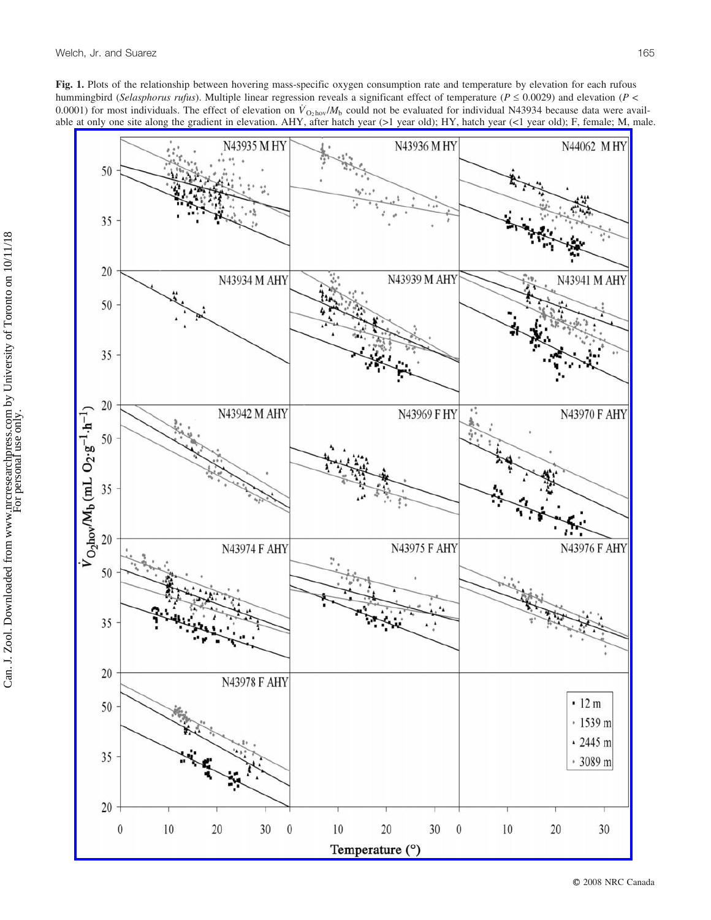**Fig. 1.** Plots of the relationship between hovering mass-specific oxygen consumption rate and temperature by elevation for each rufous hummingbird (*Selasphorus rufus*). Multiple linear regression reveals a significant effect of temperature ($P \leq 0.0029$) and elevation ($P < 0.0001$) for most individuals. The effect of elevation on $\dot{V}_{O_2 hov}/M_b$ could not be evaluated for individual N43934 because data were available at only one site along the gradient in elevation. AHY, after hatch year (>1 year old); HY, hatch year (<1 year old); F, female; M, male.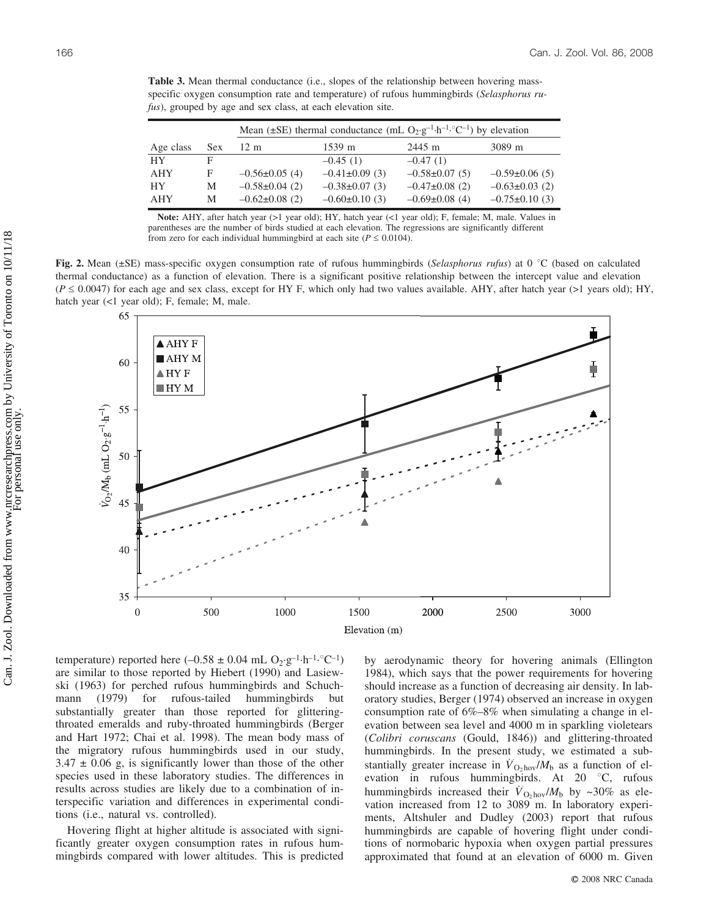**Table 3.** Mean thermal conductance (i.e., slopes of the relationship between hovering mass-specific oxygen consumption rate and temperature) of rufous hummingbirds (*Selasphorus rufus*), grouped by age and sex class, at each elevation site.

| | | Mean (±SE) thermal conductance ($mL\ O_2 \cdot g^{-1} \cdot h^{-1} \cdot {}^{\circ}C^{-1}$) by elevation | | | |
|---|---|---|---|---|---|
| Age class | Sex | 12 m | 1539 m | 2445 m | 3089 m |
| HY | F | | −0.45 (1) | −0.47 (1) | |
| AHY | F | −0.56±0.05 (4) | −0.41±0.09 (3) | −0.58±0.07 (5) | −0.59±0.06 (5) |
| HY | M | −0.58±0.04 (2) | −0.38±0.07 (3) | −0.47±0.08 (2) | −0.63±0.03 (2) |
| AHY | M | −0.62±0.08 (2) | −0.60±0.10 (3) | −0.69±0.08 (4) | −0.75±0.10 (3) |

**Note:** AHY, after hatch year (>1 year old); HY, hatch year (<1 year old); F, female; M, male. Values in parentheses are the number of birds studied at each elevation. The regressions are significantly different from zero for each individual hummingbird at each site ($P \leq 0.0104$).

**Fig. 2.** Mean (±SE) mass-specific oxygen consumption rate of rufous hummingbirds (*Selasphorus rufus*) at 0 °C (based on calculated thermal conductance) as a function of elevation. There is a significant positive relationship between the intercept value and elevation ($P \leq 0.0047$) for each age and sex class, except for HY F, which only had two values available. AHY, after hatch year (>1 years old); HY, hatch year (<1 year old); F, female; M, male.

temperature) reported here (−0.58 ± 0.04 $mL\ O_2 \cdot g^{-1} \cdot h^{-1} \cdot {}^{\circ}C^{-1}$) are similar to those reported by Hiebert (1990) and Lasiewski (1963) for perched rufous hummingbirds and Schuchmann (1979) for rufous-tailed hummingbirds but substantially greater than those reported for glittering-throated emeralds and ruby-throated hummingbirds (Berger and Hart 1972; Chai et al. 1998). The mean body mass of the migratory rufous hummingbirds used in our study, 3.47 ± 0.06 g, is significantly lower than those of the other species used in these laboratory studies. The differences in results across studies are likely due to a combination of interspecific variation and differences in experimental conditions (i.e., natural vs. controlled).

Hovering flight at higher altitude is associated with significantly greater oxygen consumption rates in rufous hummingbirds compared with lower altitudes. This is predicted by aerodynamic theory for hovering animals (Ellington 1984), which says that the power requirements for hovering should increase as a function of decreasing air density. In laboratory studies, Berger (1974) observed an increase in oxygen consumption rate of 6%–8% when simulating a change in elevation between sea level and 4000 m in sparkling violetears (*Colibri coruscans* (Gould, 1846)) and glittering-throated hummingbirds. In the present study, we estimated a substantially greater increase in $\dot{V}_{O_2 hov}/M_b$ as a function of elevation in rufous hummingbirds. At 20 °C, rufous hummingbirds increased their $\dot{V}_{O_2 hov}/M_b$ by ~30% as elevation increased from 12 to 3089 m. In laboratory experiments, Altshuler and Dudley (2003) report that rufous hummingbirds are capable of hovering flight under conditions of normobaric hypoxia when oxygen partial pressures approximated that found at an elevation of 6000 m. Given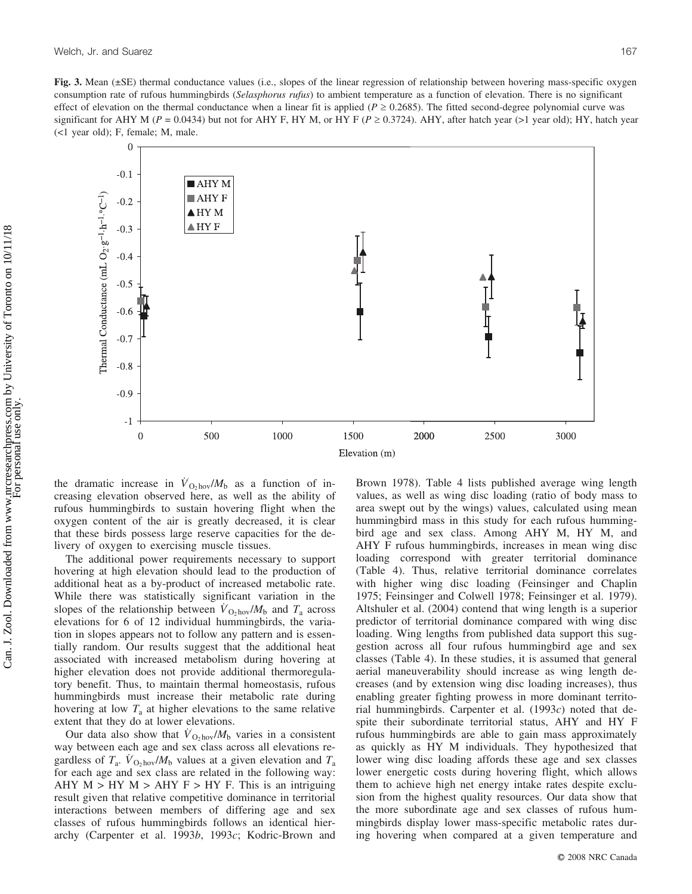**Fig. 3.** Mean (±SE) thermal conductance values (i.e., slopes of the linear regression of relationship between hovering mass-specific oxygen consumption rate of rufous hummingbirds (*Selasphorus rufus*) to ambient temperature as a function of elevation. There is no significant effect of elevation on the thermal conductance when a linear fit is applied ($P \geq 0.2685$). The fitted second-degree polynomial curve was significant for AHY M ($P = 0.0434$) but not for AHY F, HY M, or HY F ($P \geq 0.3724$). AHY, after hatch year (>1 year old); HY, hatch year (<1 year old); F, female; M, male.

the dramatic increase in $\dot{V}_{O_2 hov}/M_b$ as a function of increasing elevation observed here, as well as the ability of rufous hummingbirds to sustain hovering flight when the oxygen content of the air is greatly decreased, it is clear that these birds possess large reserve capacities for the delivery of oxygen to exercising muscle tissues.

The additional power requirements necessary to support hovering at high elevation should lead to the production of additional heat as a by-product of increased metabolic rate. While there was statistically significant variation in the slopes of the relationship between $\dot{V}_{O_2 hov}/M_b$ and $T_a$ across elevations for 6 of 12 individual hummingbirds, the variation in slopes appears not to follow any pattern and is essentially random. Our results suggest that the additional heat associated with increased metabolism during hovering at higher elevation does not provide additional thermoregulatory benefit. Thus, to maintain thermal homeostasis, rufous hummingbirds must increase their metabolic rate during hovering at low $T_a$ at higher elevations to the same relative extent that they do at lower elevations.

Our data also show that $\dot{V}_{O_2 hov}/M_b$ varies in a consistent way between each age and sex class across all elevations regardless of $T_a$. $\dot{V}_{O_2 hov}/M_b$ values at a given elevation and $T_a$ for each age and sex class are related in the following way: AHY M > HY M > AHY F > HY F. This is an intriguing result given that relative competitive dominance in territorial interactions between members of differing age and sex classes of rufous hummingbirds follows an identical hierarchy (Carpenter et al. 1993*b*, 1993*c*; Kodric-Brown and Brown 1978). Table 4 lists published average wing length values, as well as wing disc loading (ratio of body mass to area swept out by the wings) values, calculated using mean hummingbird mass in this study for each rufous hummingbird age and sex class. Among AHY M, HY M, and AHY F rufous hummingbirds, increases in mean wing disc loading correspond with greater territorial dominance (Table 4). Thus, relative territorial dominance correlates with higher wing disc loading (Feinsinger and Chaplin 1975; Feinsinger and Colwell 1978; Feinsinger et al. 1979). Altshuler et al. (2004) contend that wing length is a superior predictor of territorial dominance compared with wing disc loading. Wing lengths from published data support this suggestion across all four rufous hummingbird age and sex classes (Table 4). In these studies, it is assumed that general aerial maneuverability should increase as wing length decreases (and by extension wing disc loading increases), thus enabling greater fighting prowess in more dominant territorial hummingbirds. Carpenter et al. (1993*c*) noted that despite their subordinate territorial status, AHY and HY F rufous hummingbirds are able to gain mass approximately as quickly as HY M individuals. They hypothesized that lower wing disc loading affords these age and sex classes lower energetic costs during hovering flight, which allows them to achieve high net energy intake rates despite exclusion from the highest quality resources. Our data show that the more subordinate age and sex classes of rufous hummingbirds display lower mass-specific metabolic rates during hovering when compared at a given temperature and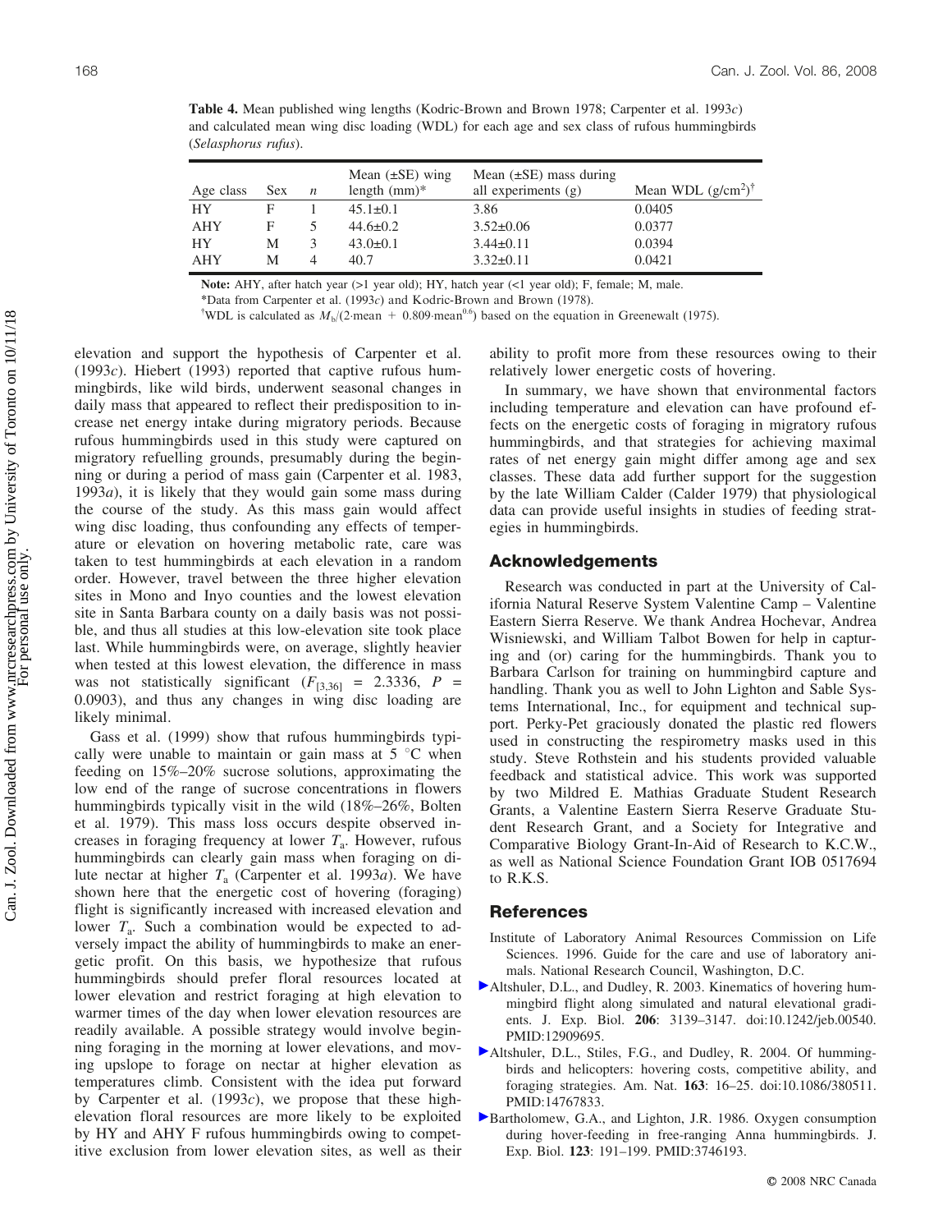**Table 4.** Mean published wing lengths (Kodric-Brown and Brown 1978; Carpenter et al. 1993*c*) and calculated mean wing disc loading (WDL) for each age and sex class of rufous hummingbirds (*Selasphorus rufus*).

| Age class | Sex | *n* | Mean (±SE) wing length (mm)* | Mean (±SE) mass during all experiments (g) | Mean WDL (g/cm$^2$)† |
|---|---|---|---|---|---|
| HY | F | 1 | 45.1±0.1 | 3.86 | 0.0405 |
| AHY | F | 5 | 44.6±0.2 | 3.52±0.06 | 0.0377 |
| HY | M | 3 | 43.0±0.1 | 3.44±0.11 | 0.0394 |
| AHY | M | 4 | 40.7 | 3.32±0.11 | 0.0421 |

**Note:** AHY, after hatch year (>1 year old); HY, hatch year (<1 year old); F, female; M, male.

*Data from Carpenter et al. (1993*c*) and Kodric-Brown and Brown (1978).

†WDL is calculated as $M_b/(2{\cdot}\text{mean} + 0.809{\cdot}\text{mean}^{0.6})$ based on the equation in Greenewalt (1975).

elevation and support the hypothesis of Carpenter et al. (1993*c*). Hiebert (1993) reported that captive rufous hummingbirds, like wild birds, underwent seasonal changes in daily mass that appeared to reflect their predisposition to increase net energy intake during migratory periods. Because rufous hummingbirds used in this study were captured on migratory refuelling grounds, presumably during the beginning or during a period of mass gain (Carpenter et al. 1983, 1993*a*), it is likely that they would gain some mass during the course of the study. As this mass gain would affect wing disc loading, thus confounding any effects of temperature or elevation on hovering metabolic rate, care was taken to test hummingbirds at each elevation in a random order. However, travel between the three higher elevation sites in Mono and Inyo counties and the lowest elevation site in Santa Barbara county on a daily basis was not possible, and thus all studies at this low-elevation site took place last. While hummingbirds were, on average, slightly heavier when tested at this lowest elevation, the difference in mass was not statistically significant ($F_{[3,36]} = 2.3336$, $P = 0.0903$), and thus any changes in wing disc loading are likely minimal.

Gass et al. (1999) show that rufous hummingbirds typically were unable to maintain or gain mass at 5 °C when feeding on 15%–20% sucrose solutions, approximating the low end of the range of sucrose concentrations in flowers hummingbirds typically visit in the wild (18%–26%, Bolten et al. 1979). This mass loss occurs despite observed increases in foraging frequency at lower $T_a$. However, rufous hummingbirds can clearly gain mass when foraging on dilute nectar at higher $T_a$ (Carpenter et al. 1993*a*). We have shown here that the energetic cost of hovering (foraging) flight is significantly increased with increased elevation and lower $T_a$. Such a combination would be expected to adversely impact the ability of hummingbirds to make an energetic profit. On this basis, we hypothesize that rufous hummingbirds should prefer floral resources located at lower elevation and restrict foraging at high elevation to warmer times of the day when lower elevation resources are readily available. A possible strategy would involve beginning foraging in the morning at lower elevations, and moving upslope to forage on nectar at higher elevation as temperatures climb. Consistent with the idea put forward by Carpenter et al. (1993*c*), we propose that these high-elevation floral resources are more likely to be exploited by HY and AHY F rufous hummingbirds owing to competitive exclusion from lower elevation sites, as well as their ability to profit more from these resources owing to their relatively lower energetic costs of hovering.

In summary, we have shown that environmental factors including temperature and elevation can have profound effects on the energetic costs of foraging in migratory rufous hummingbirds, and that strategies for achieving maximal rates of net energy gain might differ among age and sex classes. These data add further support for the suggestion by the late William Calder (Calder 1979) that physiological data can provide useful insights in studies of feeding strategies in hummingbirds.

## Acknowledgements

Research was conducted in part at the University of California Natural Reserve System Valentine Camp – Valentine Eastern Sierra Reserve. We thank Andrea Hochevar, Andrea Wisniewski, and William Talbot Bowen for help in capturing and (or) caring for the hummingbirds. Thank you to Barbara Carlson for training on hummingbird capture and handling. Thank you as well to John Lighton and Sable Systems International, Inc., for equipment and technical support. Perky-Pet graciously donated the plastic red flowers used in constructing the respirometry masks used in this study. Steve Rothstein and his students provided valuable feedback and statistical advice. This work was supported by two Mildred E. Mathias Graduate Student Research Grants, a Valentine Eastern Sierra Reserve Graduate Student Research Grant, and a Society for Integrative and Comparative Biology Grant-In-Aid of Research to K.C.W., as well as National Science Foundation Grant IOB 0517694 to R.K.S.

## References

Institute of Laboratory Animal Resources Commission on Life Sciences. 1996. Guide for the care and use of laboratory animals. National Research Council, Washington, D.C.

Altshuler, D.L., and Dudley, R. 2003. Kinematics of hovering hummingbird flight along simulated and natural elevational gradients. J. Exp. Biol. **206**: 3139–3147. doi:10.1242/jeb.00540. PMID:12909695.

Altshuler, D.L., Stiles, F.G., and Dudley, R. 2004. Of hummingbirds and helicopters: hovering costs, competitive ability, and foraging strategies. Am. Nat. **163**: 16–25. doi:10.1086/380511. PMID:14767833.

Bartholomew, G.A., and Lighton, J.R. 1986. Oxygen consumption during hover-feeding in free-ranging Anna hummingbirds. J. Exp. Biol. **123**: 191–199. PMID:3746193.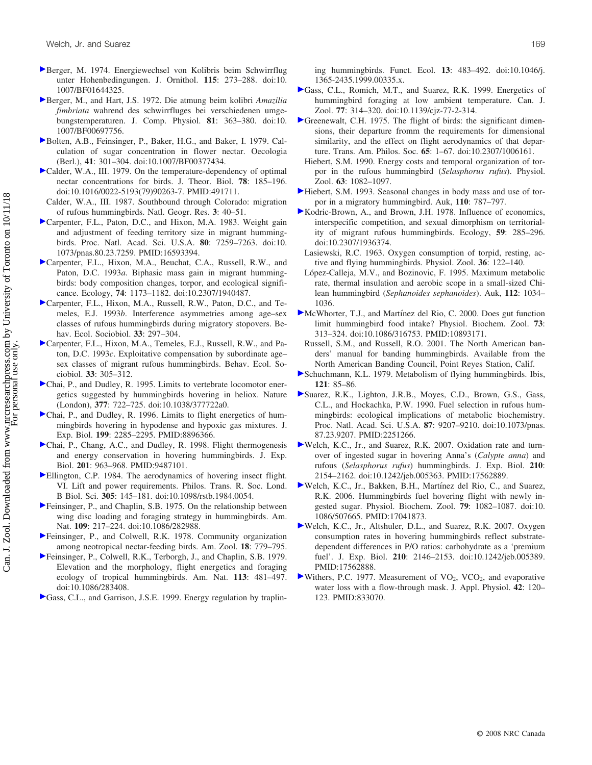Berger, M. 1974. Energiewechsel von Kolibris beim Schwirrflug unter Hohenbedingungen. J. Ornithol. **115**: 273–288. doi:10.1007/BF01644325.

Berger, M., and Hart, J.S. 1972. Die atmung beim kolibri *Amazilia fimbriata* wahrend des schwirrfluges bei verschiedenen umgebungstemperaturen. J. Comp. Physiol. **81**: 363–380. doi:10.1007/BF00697756.

Bolten, A.B., Feinsinger, P., Baker, H.G., and Baker, I. 1979. Calculation of sugar concentration in flower nectar. Oecologia (Berl.), **41**: 301–304. doi:10.1007/BF00377434.

Calder, W.A., III. 1979. On the temperature-dependency of optimal nectar concentrations for birds. J. Theor. Biol. **78**: 185–196. doi:10.1016/0022-5193(79)90263-7. PMID:491711.

Calder, W.A., III. 1987. Southbound through Colorado: migration of rufous hummingbirds. Natl. Geogr. Res. **3**: 40–51.

Carpenter, F.L., Paton, D.C., and Hixon, M.A. 1983. Weight gain and adjustment of feeding territory size in migrant hummingbirds. Proc. Natl. Acad. Sci. U.S.A. **80**: 7259–7263. doi:10.1073/pnas.80.23.7259. PMID:16593394.

Carpenter, F.L., Hixon, M.A., Beuchat, C.A., Russell, R.W., and Paton, D.C. 1993*a*. Biphasic mass gain in migrant hummingbirds: body composition changes, torpor, and ecological significance. Ecology, **74**: 1173–1182. doi:10.2307/1940487.

Carpenter, F.L., Hixon, M.A., Russell, R.W., Paton, D.C., and Temeles, E.J. 1993*b*. Interference asymmetries among age–sex classes of rufous hummingbirds during migratory stopovers. Behav. Ecol. Sociobiol. **33**: 297–304.

Carpenter, F.L., Hixon, M.A., Temeles, E.J., Russell, R.W., and Paton, D.C. 1993*c*. Exploitative compensation by subordinate age–sex classes of migrant rufous hummingbirds. Behav. Ecol. Sociobiol. **33**: 305–312.

Chai, P., and Dudley, R. 1995. Limits to vertebrate locomotor energetics suggested by hummingbirds hovering in heliox. Nature (London), **377**: 722–725. doi:10.1038/377722a0.

Chai, P., and Dudley, R. 1996. Limits to flight energetics of hummingbirds hovering in hypodense and hypoxic gas mixtures. J. Exp. Biol. **199**: 2285–2295. PMID:8896366.

Chai, P., Chang, A.C., and Dudley, R. 1998. Flight thermogenesis and energy conservation in hovering hummingbirds. J. Exp. Biol. **201**: 963–968. PMID:9487101.

Ellington, C.P. 1984. The aerodynamics of hovering insect flight. VI. Lift and power requirements. Philos. Trans. R. Soc. Lond. B Biol. Sci. **305**: 145–181. doi:10.1098/rstb.1984.0054.

Feinsinger, P., and Chaplin, S.B. 1975. On the relationship between wing disc loading and foraging strategy in hummingbirds. Am. Nat. **109**: 217–224. doi:10.1086/282988.

Feinsinger, P., and Colwell, R.K. 1978. Community organization among neotropical nectar-feeding birds. Am. Zool. **18**: 779–795.

Feinsinger, P., Colwell, R.K., Terborgh, J., and Chaplin, S.B. 1979. Elevation and the morphology, flight energetics and foraging ecology of tropical hummingbirds. Am. Nat. **113**: 481–497. doi:10.1086/283408.

Gass, C.L., and Garrison, J.S.E. 1999. Energy regulation by traplining hummingbirds. Funct. Ecol. **13**: 483–492. doi:10.1046/j.1365-2435.1999.00335.x.

Gass, C.L., Romich, M.T., and Suarez, R.K. 1999. Energetics of hummingbird foraging at low ambient temperature. Can. J. Zool. **77**: 314–320. doi:10.1139/cjz-77-2-314.

Greenewalt, C.H. 1975. The flight of birds: the significant dimensions, their departure fromm the requirements for dimensional similarity, and the effect on flight aerodynamics of that departure. Trans. Am. Philos. Soc. **65**: 1–67. doi:10.2307/1006161.

Hiebert, S.M. 1990. Energy costs and temporal organization of torpor in the rufous hummingbird (*Selasphorus rufus*). Physiol. Zool. **63**: 1082–1097.

Hiebert, S.M. 1993. Seasonal changes in body mass and use of torpor in a migratory hummingbird. Auk, **110**: 787–797.

Kodric-Brown, A., and Brown, J.H. 1978. Influence of economics, interspecific competition, and sexual dimorphism on territoriality of migrant rufous hummingbirds. Ecology, **59**: 285–296. doi:10.2307/1936374.

Lasiewski, R.C. 1963. Oxygen consumption of torpid, resting, active and flying hummingbirds. Physiol. Zool. **36**: 122–140.

López-Calleja, M.V., and Bozinovic, F. 1995. Maximum metabolic rate, thermal insulation and aerobic scope in a small-sized Chilean hummingbird (*Sephanoides sephanoides*). Auk, **112**: 1034–1036.

McWhorter, T.J., and Martínez del Rio, C. 2000. Does gut function limit hummingbird food intake? Physiol. Biochem. Zool. **73**: 313–324. doi:10.1086/316753. PMID:10893171.

Russell, S.M., and Russell, R.O. 2001. The North American banders' manual for banding hummingbirds. Available from the North American Banding Council, Point Reyes Station, Calif.

Schuchmann, K.L. 1979. Metabolism of flying hummingbirds. Ibis, **121**: 85–86.

Suarez, R.K., Lighton, J.R.B., Moyes, C.D., Brown, G.S., Gass, C.L., and Hockachka, P.W. 1990. Fuel selection in rufous hummingbirds: ecological implications of metabolic biochemistry. Proc. Natl. Acad. Sci. U.S.A. **87**: 9207–9210. doi:10.1073/pnas.87.23.9207. PMID:2251266.

Welch, K.C., Jr., and Suarez, R.K. 2007. Oxidation rate and turnover of ingested sugar in hovering Anna's (*Calypte anna*) and rufous (*Selasphorus rufus*) hummingbirds. J. Exp. Biol. **210**: 2154–2162. doi:10.1242/jeb.005363. PMID:17562889.

Welch, K.C., Jr., Bakken, B.H., Martínez del Rio, C., and Suarez, R.K. 2006. Hummingbirds fuel hovering flight with newly ingested sugar. Physiol. Biochem. Zool. **79**: 1082–1087. doi:10.1086/507665. PMID:17041873.

Welch, K.C., Jr., Altshuler, D.L., and Suarez, R.K. 2007. Oxygen consumption rates in hovering hummingbirds reflect substrate-dependent differences in P/O ratios: carbohydrate as a 'premium fuel'. J. Exp. Biol. **210**: 2146–2153. doi:10.1242/jeb.005389. PMID:17562888.

Withers, P.C. 1977. Measurement of $VO_2$, $VCO_2$, and evaporative water loss with a flow-through mask. J. Appl. Physiol. **42**: 120–123. PMID:833070.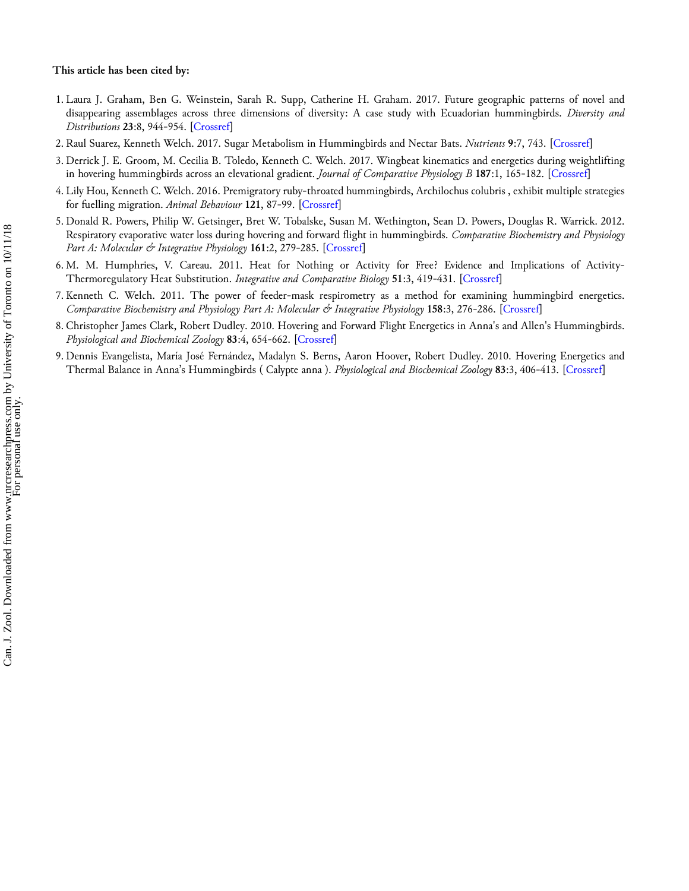**This article has been cited by:**

1. Laura J. Graham, Ben G. Weinstein, Sarah R. Supp, Catherine H. Graham. 2017. Future geographic patterns of novel and disappearing assemblages across three dimensions of diversity: A case study with Ecuadorian hummingbirds. *Diversity and Distributions* **23**:8, 944-954. [Crossref]
2. Raul Suarez, Kenneth Welch. 2017. Sugar Metabolism in Hummingbirds and Nectar Bats. *Nutrients* **9**:7, 743. [Crossref]
3. Derrick J. E. Groom, M. Cecilia B. Toledo, Kenneth C. Welch. 2017. Wingbeat kinematics and energetics during weightlifting in hovering hummingbirds across an elevational gradient. *Journal of Comparative Physiology B* **187**:1, 165-182. [Crossref]
4. Lily Hou, Kenneth C. Welch. 2016. Premigratory ruby-throated hummingbirds, Archilochus colubris , exhibit multiple strategies for fuelling migration. *Animal Behaviour* **121**, 87-99. [Crossref]
5. Donald R. Powers, Philip W. Getsinger, Bret W. Tobalske, Susan M. Wethington, Sean D. Powers, Douglas R. Warrick. 2012. Respiratory evaporative water loss during hovering and forward flight in hummingbirds. *Comparative Biochemistry and Physiology Part A: Molecular & Integrative Physiology* **161**:2, 279-285. [Crossref]
6. M. M. Humphries, V. Careau. 2011. Heat for Nothing or Activity for Free? Evidence and Implications of Activity-Thermoregulatory Heat Substitution. *Integrative and Comparative Biology* **51**:3, 419-431. [Crossref]
7. Kenneth C. Welch. 2011. The power of feeder-mask respirometry as a method for examining hummingbird energetics. *Comparative Biochemistry and Physiology Part A: Molecular & Integrative Physiology* **158**:3, 276-286. [Crossref]
8. Christopher James Clark, Robert Dudley. 2010. Hovering and Forward Flight Energetics in Anna's and Allen's Hummingbirds. *Physiological and Biochemical Zoology* **83**:4, 654-662. [Crossref]
9. Dennis Evangelista, María José Fernández, Madalyn S. Berns, Aaron Hoover, Robert Dudley. 2010. Hovering Energetics and Thermal Balance in Anna's Hummingbirds ( Calypte anna ). *Physiological and Biochemical Zoology* **83**:3, 406-413. [Crossref]